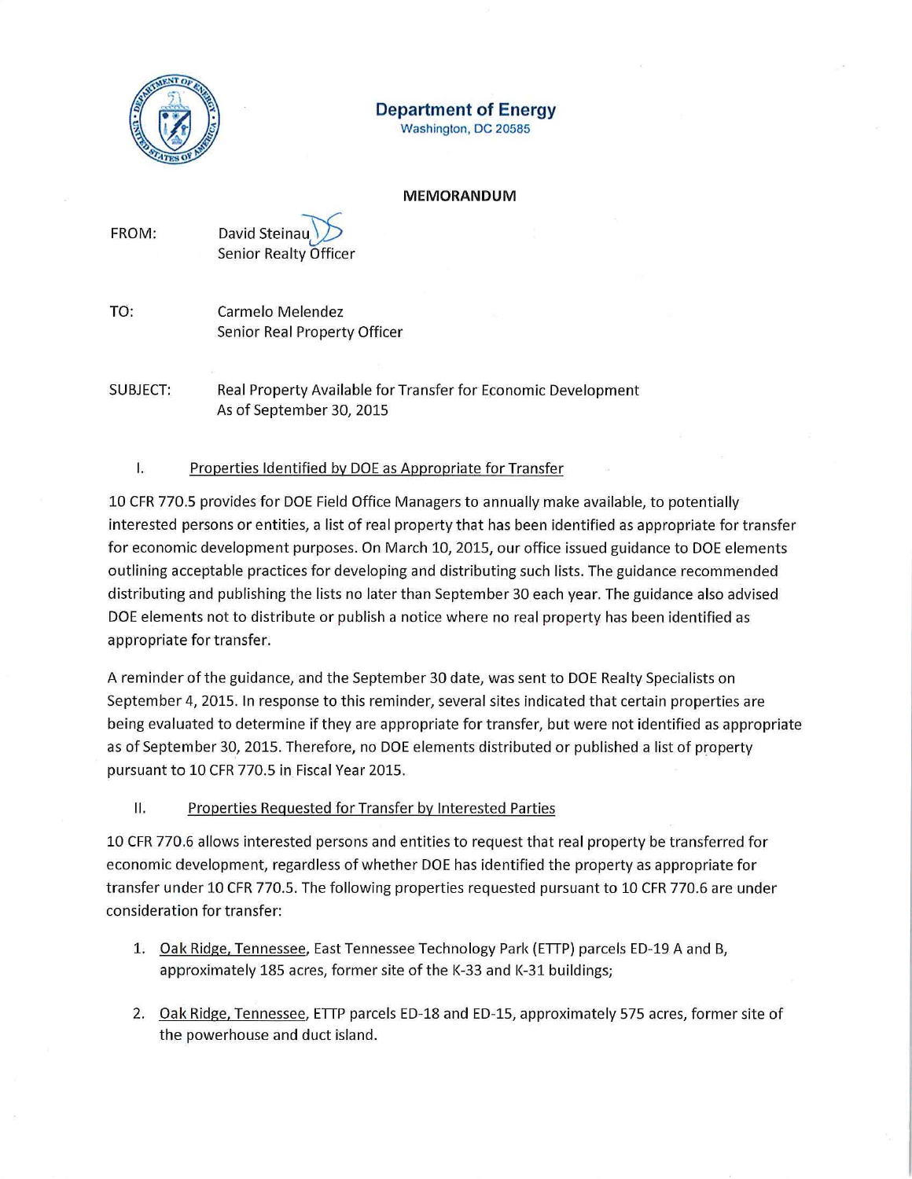**Department of Energy**
Washington, DC 20585

**MEMORANDUM**

FROM: David Steinau
Senior Realty Officer

TO: Carmelo Melendez
Senior Real Property Officer

SUBJECT: Real Property Available for Transfer for Economic Development As of September 30, 2015

I. Properties Identified by DOE as Appropriate for Transfer

10 CFR 770.5 provides for DOE Field Office Managers to annually make available, to potentially interested persons or entities, a list of real property that has been identified as appropriate for transfer for economic development purposes. On March 10, 2015, our office issued guidance to DOE elements outlining acceptable practices for developing and distributing such lists. The guidance recommended distributing and publishing the lists no later than September 30 each year. The guidance also advised DOE elements not to distribute or publish a notice where no real property has been identified as appropriate for transfer.

A reminder of the guidance, and the September 30 date, was sent to DOE Realty Specialists on September 4, 2015. In response to this reminder, several sites indicated that certain properties are being evaluated to determine if they are appropriate for transfer, but were not identified as appropriate as of September 30, 2015. Therefore, no DOE elements distributed or published a list of property pursuant to 10 CFR 770.5 in Fiscal Year 2015.

II. Properties Requested for Transfer by Interested Parties

10 CFR 770.6 allows interested persons and entities to request that real property be transferred for economic development, regardless of whether DOE has identified the property as appropriate for transfer under 10 CFR 770.5. The following properties requested pursuant to 10 CFR 770.6 are under consideration for transfer:

1. Oak Ridge, Tennessee, East Tennessee Technology Park (ETTP) parcels ED-19 A and B, approximately 185 acres, former site of the K-33 and K-31 buildings;

2. Oak Ridge, Tennessee, ETTP parcels ED-18 and ED-15, approximately 575 acres, former site of the powerhouse and duct island.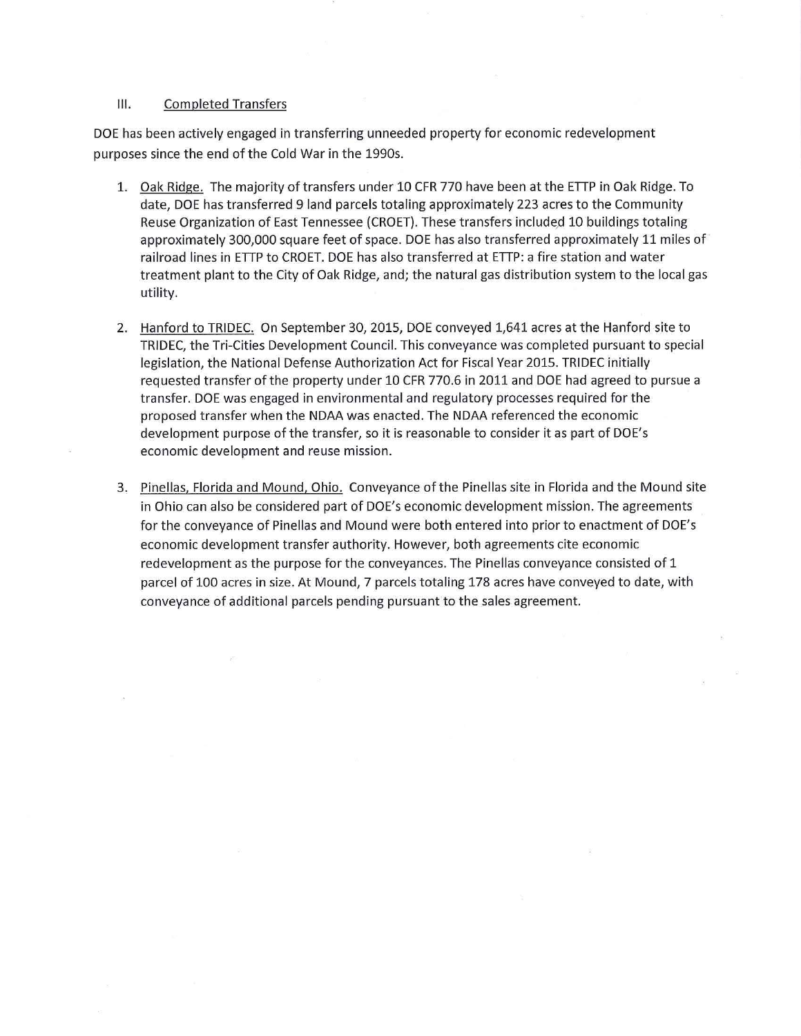III. <u>Completed Transfers</u>

DOE has been actively engaged in transferring unneeded property for economic redevelopment purposes since the end of the Cold War in the 1990s.

1. <u>Oak Ridge.</u> The majority of transfers under 10 CFR 770 have been at the ETTP in Oak Ridge. To date, DOE has transferred 9 land parcels totaling approximately 223 acres to the Community Reuse Organization of East Tennessee (CROET). These transfers included 10 buildings totaling approximately 300,000 square feet of space. DOE has also transferred approximately 11 miles of railroad lines in ETTP to CROET. DOE has also transferred at ETTP: a fire station and water treatment plant to the City of Oak Ridge, and; the natural gas distribution system to the local gas utility.

2. <u>Hanford to TRIDEC.</u> On September 30, 2015, DOE conveyed 1,641 acres at the Hanford site to TRIDEC, the Tri-Cities Development Council. This conveyance was completed pursuant to special legislation, the National Defense Authorization Act for Fiscal Year 2015. TRIDEC initially requested transfer of the property under 10 CFR 770.6 in 2011 and DOE had agreed to pursue a transfer. DOE was engaged in environmental and regulatory processes required for the proposed transfer when the NDAA was enacted. The NDAA referenced the economic development purpose of the transfer, so it is reasonable to consider it as part of DOE's economic development and reuse mission.

3. <u>Pinellas, Florida and Mound, Ohio.</u> Conveyance of the Pinellas site in Florida and the Mound site in Ohio can also be considered part of DOE's economic development mission. The agreements for the conveyance of Pinellas and Mound were both entered into prior to enactment of DOE's economic development transfer authority. However, both agreements cite economic redevelopment as the purpose for the conveyances. The Pinellas conveyance consisted of 1 parcel of 100 acres in size. At Mound, 7 parcels totaling 178 acres have conveyed to date, with conveyance of additional parcels pending pursuant to the sales agreement.